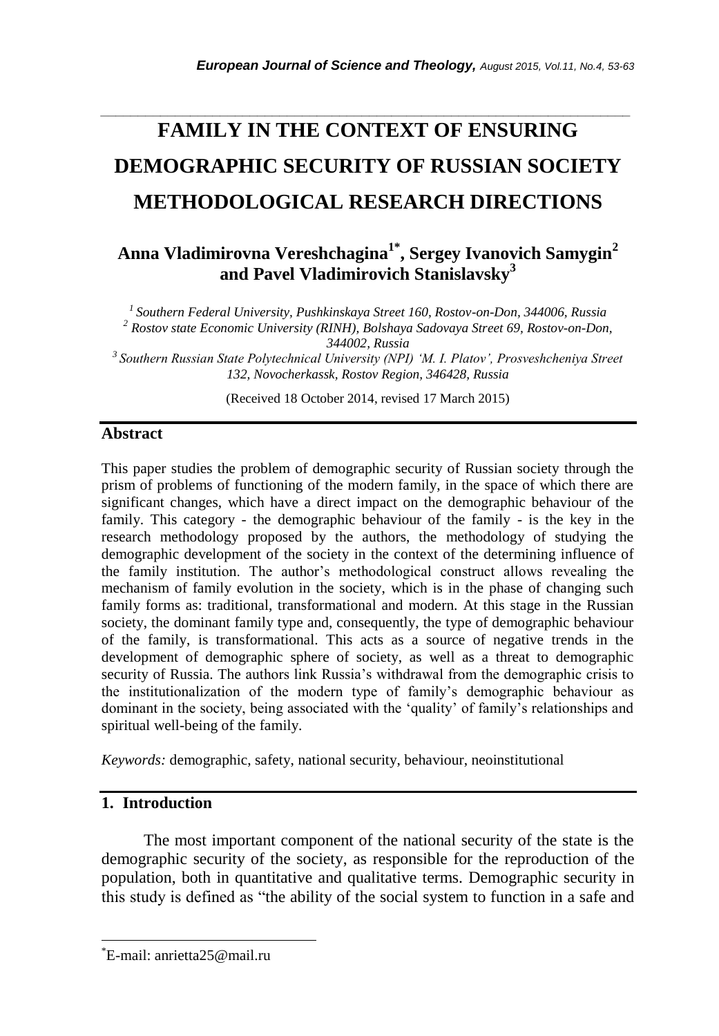# FAMILY IN THE CONTEXT OF ENSURING DEMOGRAPHIC SECURITY OF RUSSIAN SOCIETY METHODOLOGICAL RESEARCH DIRECTIONS

**Anna Vladimirovna Vereshchagina[1*], Sergey Ivanovich Samygin[2] and Pavel Vladimirovich Stanislavsky[3]**

*[1] Southern Federal University, Pushkinskaya Street 160, Rostov-on-Don, 344006, Russia*
*[2] Rostov state Economic University (RINH), Bolshaya Sadovaya Street 69, Rostov-on-Don, 344002, Russia*
*[3] Southern Russian State Polytechnical University (NPI) 'M. I. Platov', Prosveshcheniya Street 132, Novocherkassk, Rostov Region, 346428, Russia*

(Received 18 October 2014, revised 17 March 2015)

## Abstract

This paper studies the problem of demographic security of Russian society through the prism of problems of functioning of the modern family, in the space of which there are significant changes, which have a direct impact on the demographic behaviour of the family. This category - the demographic behaviour of the family - is the key in the research methodology proposed by the authors, the methodology of studying the demographic development of the society in the context of the determining influence of the family institution. The author's methodological construct allows revealing the mechanism of family evolution in the society, which is in the phase of changing such family forms as: traditional, transformational and modern. At this stage in the Russian society, the dominant family type and, consequently, the type of demographic behaviour of the family, is transformational. This acts as a source of negative trends in the development of demographic sphere of society, as well as a threat to demographic security of Russia. The authors link Russia's withdrawal from the demographic crisis to the institutionalization of the modern type of family's demographic behaviour as dominant in the society, being associated with the 'quality' of family's relationships and spiritual well-being of the family.

*Keywords:* demographic, safety, national security, behaviour, neoinstitutional

## 1. Introduction

The most important component of the national security of the state is the demographic security of the society, as responsible for the reproduction of the population, both in quantitative and qualitative terms. Demographic security in this study is defined as "the ability of the social system to function in a safe and

---

[*] E-mail: anrietta25@mail.ru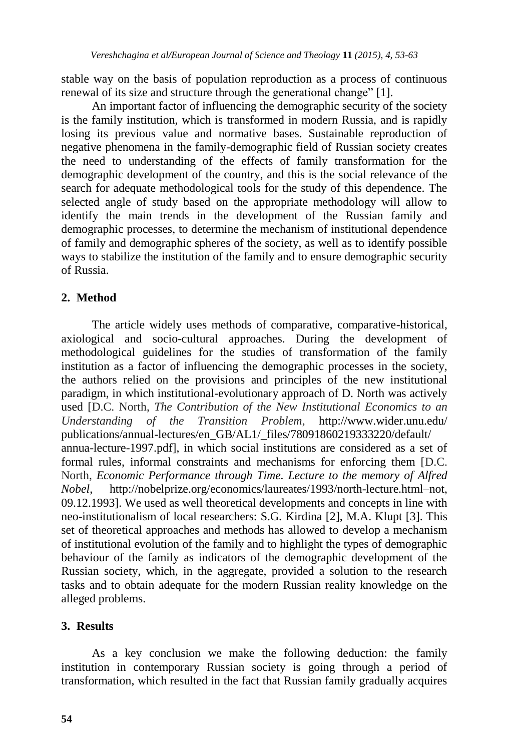stable way on the basis of population reproduction as a process of continuous renewal of its size and structure through the generational change" [1].

An important factor of influencing the demographic security of the society is the family institution, which is transformed in modern Russia, and is rapidly losing its previous value and normative bases. Sustainable reproduction of negative phenomena in the family-demographic field of Russian society creates the need to understanding of the effects of family transformation for the demographic development of the country, and this is the social relevance of the search for adequate methodological tools for the study of this dependence. The selected angle of study based on the appropriate methodology will allow to identify the main trends in the development of the Russian family and demographic processes, to determine the mechanism of institutional dependence of family and demographic spheres of the society, as well as to identify possible ways to stabilize the institution of the family and to ensure demographic security of Russia.

## 2. Method

The article widely uses methods of comparative, comparative-historical, axiological and socio-cultural approaches. During the development of methodological guidelines for the studies of transformation of the family institution as a factor of influencing the demographic processes in the society, the authors relied on the provisions and principles of the new institutional paradigm, in which institutional-evolutionary approach of D. North was actively used [D.C. North, *The Contribution of the New Institutional Economics to an Understanding of the Transition Problem*, http://www.wider.unu.edu/publications/annual-lectures/en_GB/AL1/_files/78091860219333220/default/annua-lecture-1997.pdf], in which social institutions are considered as a set of formal rules, informal constraints and mechanisms for enforcing them [D.C. North, *Economic Performance through Time. Lecture to the memory of Alfred Nobel*, http://nobelprize.org/economics/laureates/1993/north-lecture.html–not, 09.12.1993]. We used as well theoretical developments and concepts in line with neo-institutionalism of local researchers: S.G. Kirdina [2], M.A. Klupt [3]. This set of theoretical approaches and methods has allowed to develop a mechanism of institutional evolution of the family and to highlight the types of demographic behaviour of the family as indicators of the demographic development of the Russian society, which, in the aggregate, provided a solution to the research tasks and to obtain adequate for the modern Russian reality knowledge on the alleged problems.

## 3. Results

As a key conclusion we make the following deduction: the family institution in contemporary Russian society is going through a period of transformation, which resulted in the fact that Russian family gradually acquires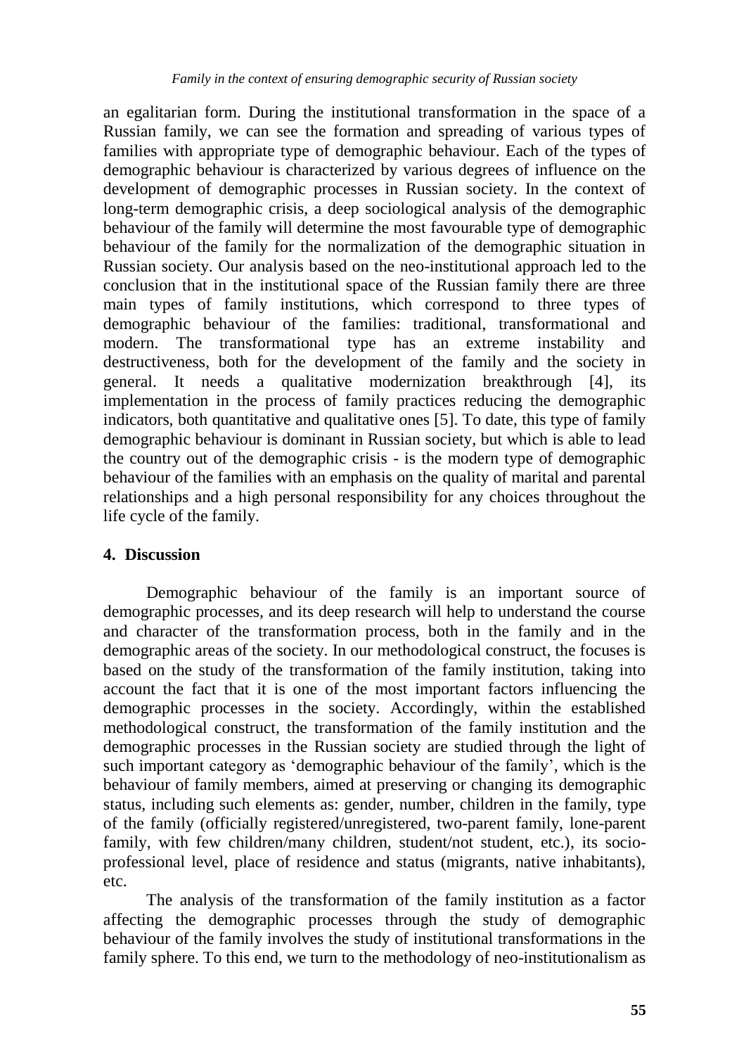an egalitarian form. During the institutional transformation in the space of a Russian family, we can see the formation and spreading of various types of families with appropriate type of demographic behaviour. Each of the types of demographic behaviour is characterized by various degrees of influence on the development of demographic processes in Russian society. In the context of long-term demographic crisis, a deep sociological analysis of the demographic behaviour of the family will determine the most favourable type of demographic behaviour of the family for the normalization of the demographic situation in Russian society. Our analysis based on the neo-institutional approach led to the conclusion that in the institutional space of the Russian family there are three main types of family institutions, which correspond to three types of demographic behaviour of the families: traditional, transformational and modern. The transformational type has an extreme instability and destructiveness, both for the development of the family and the society in general. It needs a qualitative modernization breakthrough [4], its implementation in the process of family practices reducing the demographic indicators, both quantitative and qualitative ones [5]. To date, this type of family demographic behaviour is dominant in Russian society, but which is able to lead the country out of the demographic crisis - is the modern type of demographic behaviour of the families with an emphasis on the quality of marital and parental relationships and a high personal responsibility for any choices throughout the life cycle of the family.

## 4. Discussion

Demographic behaviour of the family is an important source of demographic processes, and its deep research will help to understand the course and character of the transformation process, both in the family and in the demographic areas of the society. In our methodological construct, the focuses is based on the study of the transformation of the family institution, taking into account the fact that it is one of the most important factors influencing the demographic processes in the society. Accordingly, within the established methodological construct, the transformation of the family institution and the demographic processes in the Russian society are studied through the light of such important category as 'demographic behaviour of the family', which is the behaviour of family members, aimed at preserving or changing its demographic status, including such elements as: gender, number, children in the family, type of the family (officially registered/unregistered, two-parent family, lone-parent family, with few children/many children, student/not student, etc.), its socio-professional level, place of residence and status (migrants, native inhabitants), etc.

The analysis of the transformation of the family institution as a factor affecting the demographic processes through the study of demographic behaviour of the family involves the study of institutional transformations in the family sphere. To this end, we turn to the methodology of neo-institutionalism as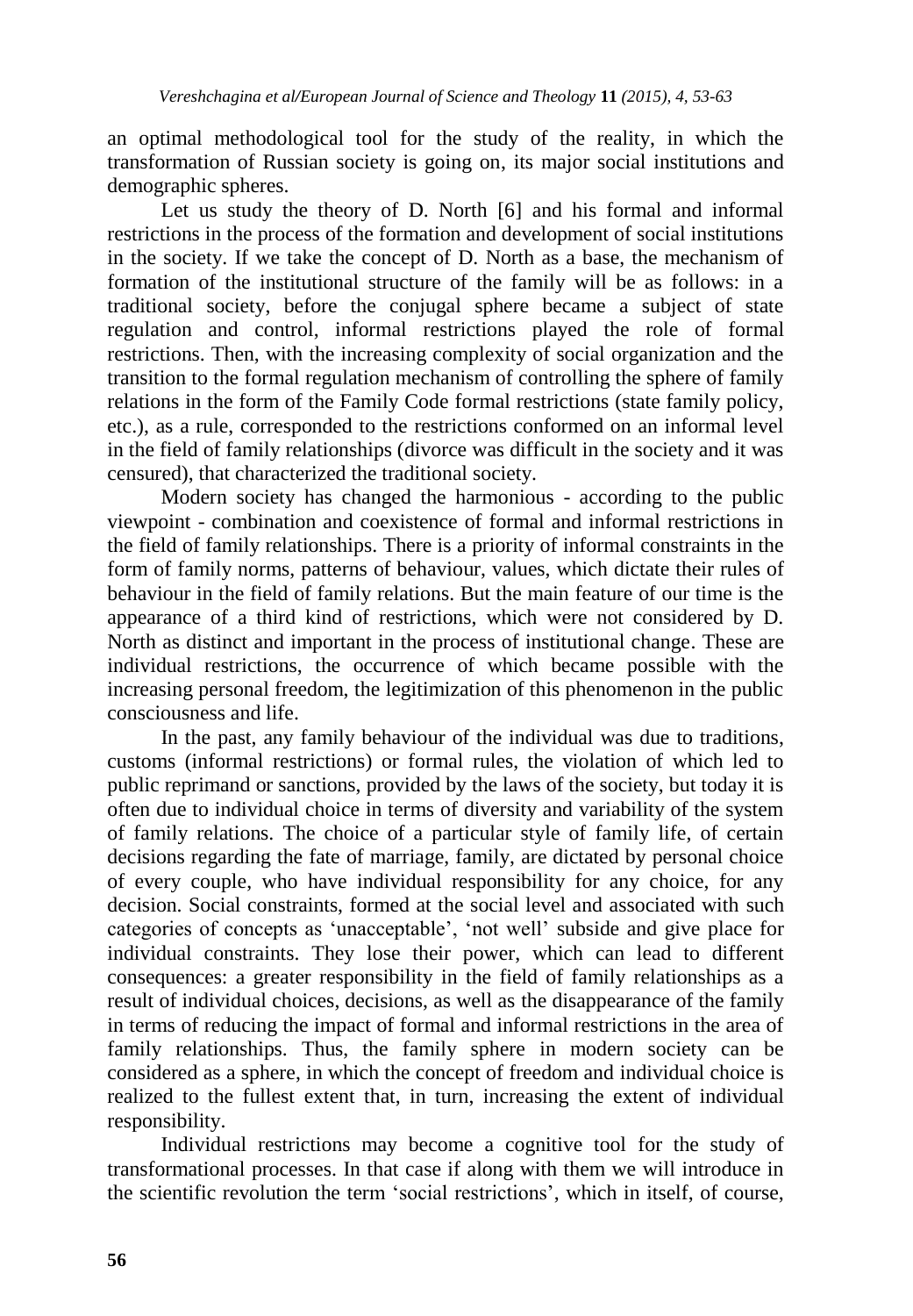an optimal methodological tool for the study of the reality, in which the transformation of Russian society is going on, its major social institutions and demographic spheres.

Let us study the theory of D. North [6] and his formal and informal restrictions in the process of the formation and development of social institutions in the society. If we take the concept of D. North as a base, the mechanism of formation of the institutional structure of the family will be as follows: in a traditional society, before the conjugal sphere became a subject of state regulation and control, informal restrictions played the role of formal restrictions. Then, with the increasing complexity of social organization and the transition to the formal regulation mechanism of controlling the sphere of family relations in the form of the Family Code formal restrictions (state family policy, etc.), as a rule, corresponded to the restrictions conformed on an informal level in the field of family relationships (divorce was difficult in the society and it was censured), that characterized the traditional society.

Modern society has changed the harmonious - according to the public viewpoint - combination and coexistence of formal and informal restrictions in the field of family relationships. There is a priority of informal constraints in the form of family norms, patterns of behaviour, values, which dictate their rules of behaviour in the field of family relations. But the main feature of our time is the appearance of a third kind of restrictions, which were not considered by D. North as distinct and important in the process of institutional change. These are individual restrictions, the occurrence of which became possible with the increasing personal freedom, the legitimization of this phenomenon in the public consciousness and life.

In the past, any family behaviour of the individual was due to traditions, customs (informal restrictions) or formal rules, the violation of which led to public reprimand or sanctions, provided by the laws of the society, but today it is often due to individual choice in terms of diversity and variability of the system of family relations. The choice of a particular style of family life, of certain decisions regarding the fate of marriage, family, are dictated by personal choice of every couple, who have individual responsibility for any choice, for any decision. Social constraints, formed at the social level and associated with such categories of concepts as 'unacceptable', 'not well' subside and give place for individual constraints. They lose their power, which can lead to different consequences: a greater responsibility in the field of family relationships as a result of individual choices, decisions, as well as the disappearance of the family in terms of reducing the impact of formal and informal restrictions in the area of family relationships. Thus, the family sphere in modern society can be considered as a sphere, in which the concept of freedom and individual choice is realized to the fullest extent that, in turn, increasing the extent of individual responsibility.

Individual restrictions may become a cognitive tool for the study of transformational processes. In that case if along with them we will introduce in the scientific revolution the term 'social restrictions', which in itself, of course,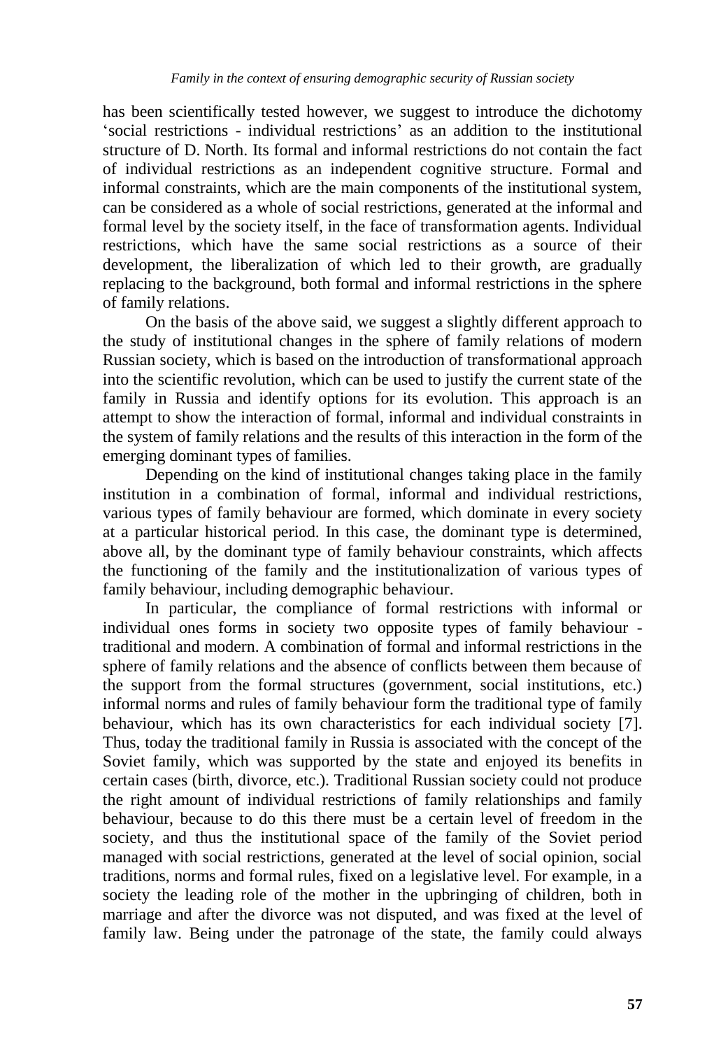has been scientifically tested however, we suggest to introduce the dichotomy 'social restrictions - individual restrictions' as an addition to the institutional structure of D. North. Its formal and informal restrictions do not contain the fact of individual restrictions as an independent cognitive structure. Formal and informal constraints, which are the main components of the institutional system, can be considered as a whole of social restrictions, generated at the informal and formal level by the society itself, in the face of transformation agents. Individual restrictions, which have the same social restrictions as a source of their development, the liberalization of which led to their growth, are gradually replacing to the background, both formal and informal restrictions in the sphere of family relations.

On the basis of the above said, we suggest a slightly different approach to the study of institutional changes in the sphere of family relations of modern Russian society, which is based on the introduction of transformational approach into the scientific revolution, which can be used to justify the current state of the family in Russia and identify options for its evolution. This approach is an attempt to show the interaction of formal, informal and individual constraints in the system of family relations and the results of this interaction in the form of the emerging dominant types of families.

Depending on the kind of institutional changes taking place in the family institution in a combination of formal, informal and individual restrictions, various types of family behaviour are formed, which dominate in every society at a particular historical period. In this case, the dominant type is determined, above all, by the dominant type of family behaviour constraints, which affects the functioning of the family and the institutionalization of various types of family behaviour, including demographic behaviour.

In particular, the compliance of formal restrictions with informal or individual ones forms in society two opposite types of family behaviour - traditional and modern. A combination of formal and informal restrictions in the sphere of family relations and the absence of conflicts between them because of the support from the formal structures (government, social institutions, etc.) informal norms and rules of family behaviour form the traditional type of family behaviour, which has its own characteristics for each individual society [7]. Thus, today the traditional family in Russia is associated with the concept of the Soviet family, which was supported by the state and enjoyed its benefits in certain cases (birth, divorce, etc.). Traditional Russian society could not produce the right amount of individual restrictions of family relationships and family behaviour, because to do this there must be a certain level of freedom in the society, and thus the institutional space of the family of the Soviet period managed with social restrictions, generated at the level of social opinion, social traditions, norms and formal rules, fixed on a legislative level. For example, in a society the leading role of the mother in the upbringing of children, both in marriage and after the divorce was not disputed, and was fixed at the level of family law. Being under the patronage of the state, the family could always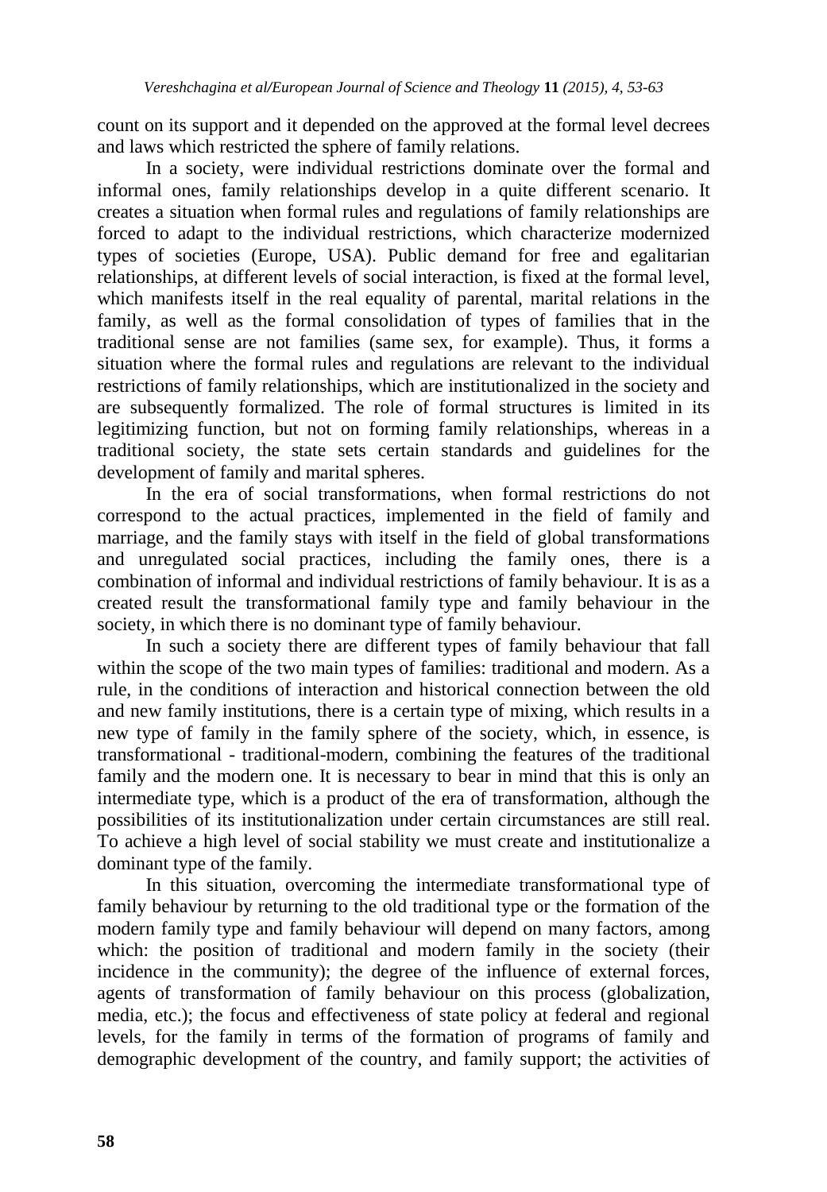count on its support and it depended on the approved at the formal level decrees and laws which restricted the sphere of family relations.

In a society, were individual restrictions dominate over the formal and informal ones, family relationships develop in a quite different scenario. It creates a situation when formal rules and regulations of family relationships are forced to adapt to the individual restrictions, which characterize modernized types of societies (Europe, USA). Public demand for free and egalitarian relationships, at different levels of social interaction, is fixed at the formal level, which manifests itself in the real equality of parental, marital relations in the family, as well as the formal consolidation of types of families that in the traditional sense are not families (same sex, for example). Thus, it forms a situation where the formal rules and regulations are relevant to the individual restrictions of family relationships, which are institutionalized in the society and are subsequently formalized. The role of formal structures is limited in its legitimizing function, but not on forming family relationships, whereas in a traditional society, the state sets certain standards and guidelines for the development of family and marital spheres.

In the era of social transformations, when formal restrictions do not correspond to the actual practices, implemented in the field of family and marriage, and the family stays with itself in the field of global transformations and unregulated social practices, including the family ones, there is a combination of informal and individual restrictions of family behaviour. It is as a created result the transformational family type and family behaviour in the society, in which there is no dominant type of family behaviour.

In such a society there are different types of family behaviour that fall within the scope of the two main types of families: traditional and modern. As a rule, in the conditions of interaction and historical connection between the old and new family institutions, there is a certain type of mixing, which results in a new type of family in the family sphere of the society, which, in essence, is transformational - traditional-modern, combining the features of the traditional family and the modern one. It is necessary to bear in mind that this is only an intermediate type, which is a product of the era of transformation, although the possibilities of its institutionalization under certain circumstances are still real. To achieve a high level of social stability we must create and institutionalize a dominant type of the family.

In this situation, overcoming the intermediate transformational type of family behaviour by returning to the old traditional type or the formation of the modern family type and family behaviour will depend on many factors, among which: the position of traditional and modern family in the society (their incidence in the community); the degree of the influence of external forces, agents of transformation of family behaviour on this process (globalization, media, etc.); the focus and effectiveness of state policy at federal and regional levels, for the family in terms of the formation of programs of family and demographic development of the country, and family support; the activities of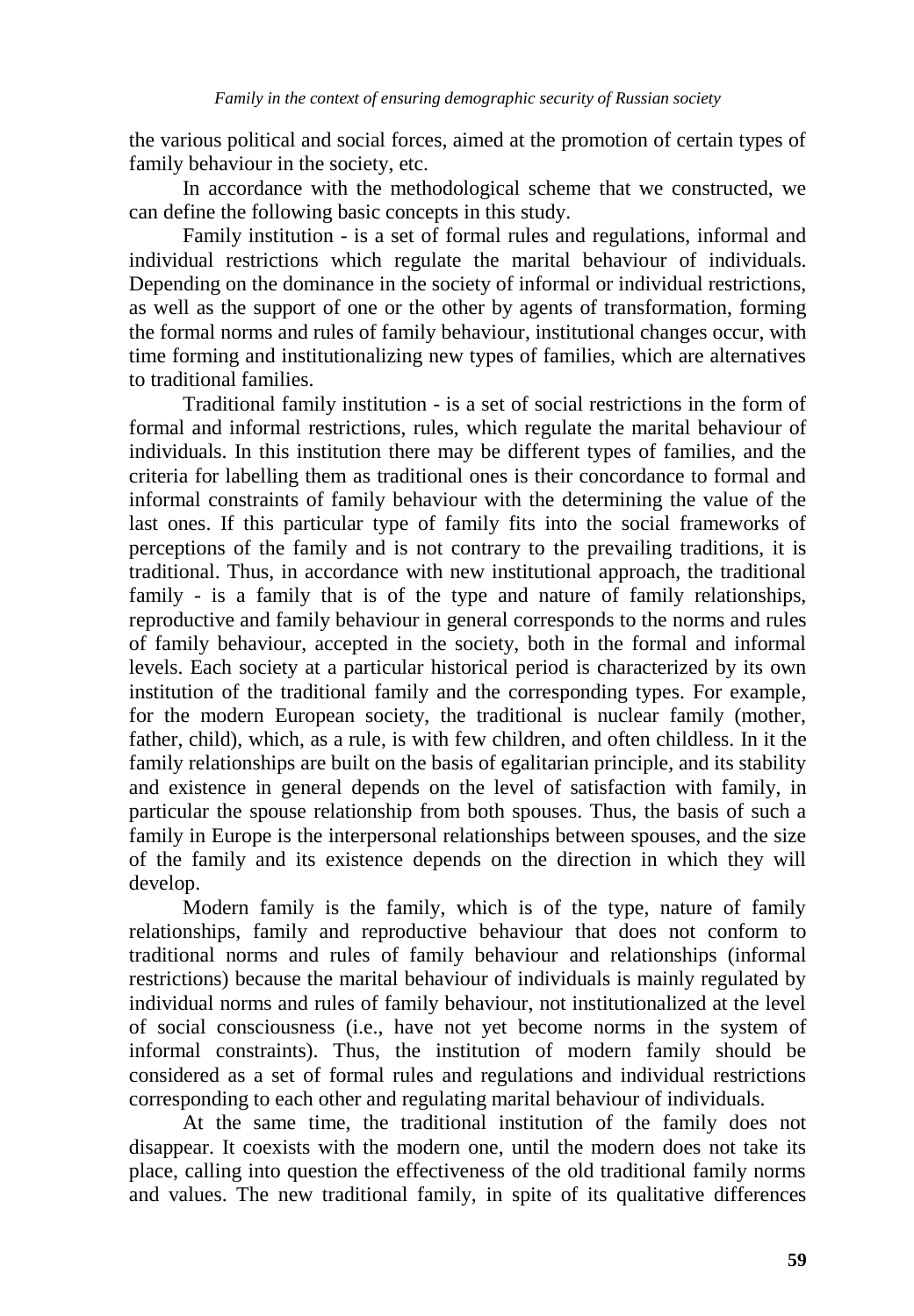the various political and social forces, aimed at the promotion of certain types of family behaviour in the society, etc.

In accordance with the methodological scheme that we constructed, we can define the following basic concepts in this study.

Family institution - is a set of formal rules and regulations, informal and individual restrictions which regulate the marital behaviour of individuals. Depending on the dominance in the society of informal or individual restrictions, as well as the support of one or the other by agents of transformation, forming the formal norms and rules of family behaviour, institutional changes occur, with time forming and institutionalizing new types of families, which are alternatives to traditional families.

Traditional family institution - is a set of social restrictions in the form of formal and informal restrictions, rules, which regulate the marital behaviour of individuals. In this institution there may be different types of families, and the criteria for labelling them as traditional ones is their concordance to formal and informal constraints of family behaviour with the determining the value of the last ones. If this particular type of family fits into the social frameworks of perceptions of the family and is not contrary to the prevailing traditions, it is traditional. Thus, in accordance with new institutional approach, the traditional family - is a family that is of the type and nature of family relationships, reproductive and family behaviour in general corresponds to the norms and rules of family behaviour, accepted in the society, both in the formal and informal levels. Each society at a particular historical period is characterized by its own institution of the traditional family and the corresponding types. For example, for the modern European society, the traditional is nuclear family (mother, father, child), which, as a rule, is with few children, and often childless. In it the family relationships are built on the basis of egalitarian principle, and its stability and existence in general depends on the level of satisfaction with family, in particular the spouse relationship from both spouses. Thus, the basis of such a family in Europe is the interpersonal relationships between spouses, and the size of the family and its existence depends on the direction in which they will develop.

Modern family is the family, which is of the type, nature of family relationships, family and reproductive behaviour that does not conform to traditional norms and rules of family behaviour and relationships (informal restrictions) because the marital behaviour of individuals is mainly regulated by individual norms and rules of family behaviour, not institutionalized at the level of social consciousness (i.e., have not yet become norms in the system of informal constraints). Thus, the institution of modern family should be considered as a set of formal rules and regulations and individual restrictions corresponding to each other and regulating marital behaviour of individuals.

At the same time, the traditional institution of the family does not disappear. It coexists with the modern one, until the modern does not take its place, calling into question the effectiveness of the old traditional family norms and values. The new traditional family, in spite of its qualitative differences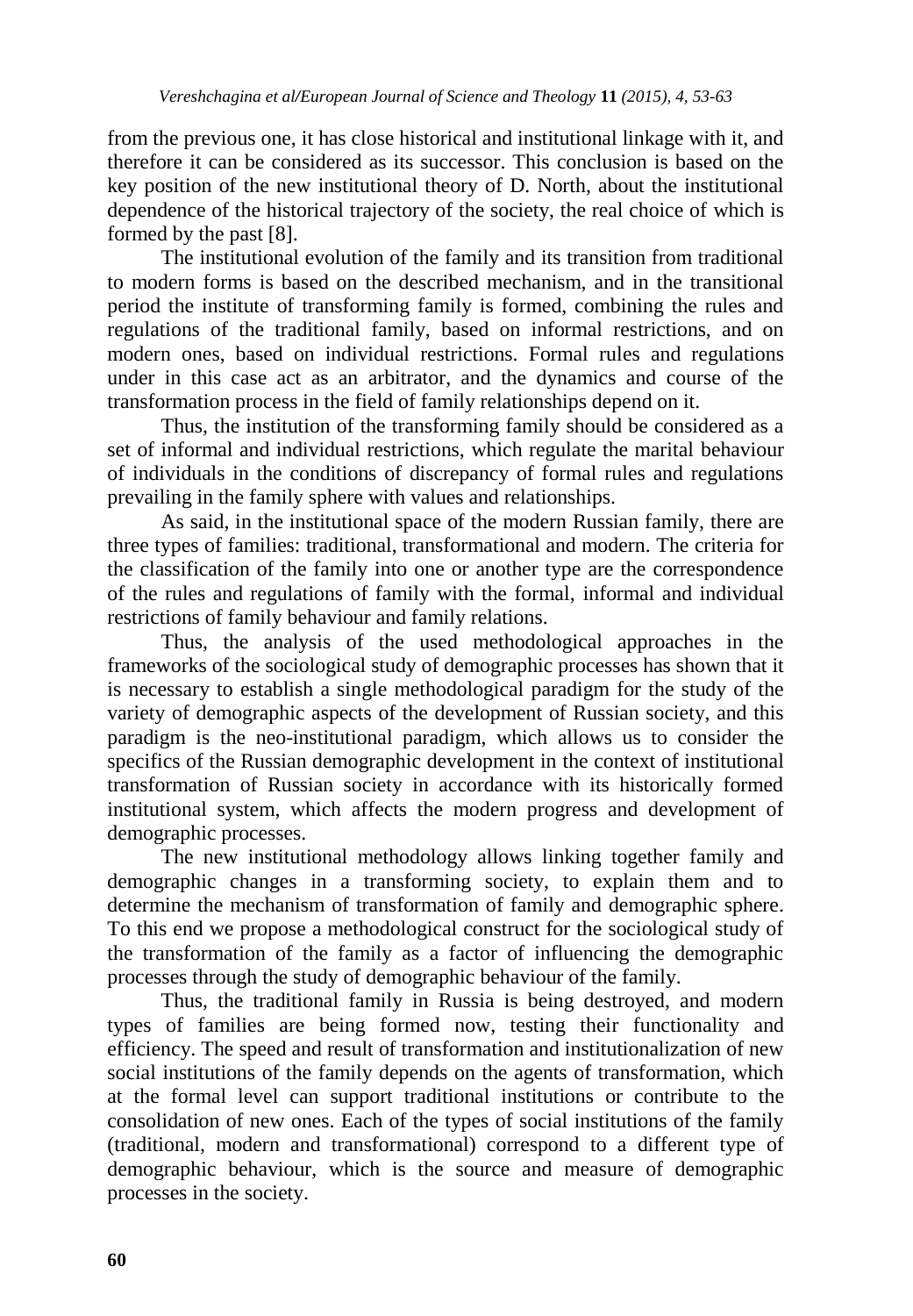from the previous one, it has close historical and institutional linkage with it, and therefore it can be considered as its successor. This conclusion is based on the key position of the new institutional theory of D. North, about the institutional dependence of the historical trajectory of the society, the real choice of which is formed by the past [8].

The institutional evolution of the family and its transition from traditional to modern forms is based on the described mechanism, and in the transitional period the institute of transforming family is formed, combining the rules and regulations of the traditional family, based on informal restrictions, and on modern ones, based on individual restrictions. Formal rules and regulations under in this case act as an arbitrator, and the dynamics and course of the transformation process in the field of family relationships depend on it.

Thus, the institution of the transforming family should be considered as a set of informal and individual restrictions, which regulate the marital behaviour of individuals in the conditions of discrepancy of formal rules and regulations prevailing in the family sphere with values and relationships.

As said, in the institutional space of the modern Russian family, there are three types of families: traditional, transformational and modern. The criteria for the classification of the family into one or another type are the correspondence of the rules and regulations of family with the formal, informal and individual restrictions of family behaviour and family relations.

Thus, the analysis of the used methodological approaches in the frameworks of the sociological study of demographic processes has shown that it is necessary to establish a single methodological paradigm for the study of the variety of demographic aspects of the development of Russian society, and this paradigm is the neo-institutional paradigm, which allows us to consider the specifics of the Russian demographic development in the context of institutional transformation of Russian society in accordance with its historically formed institutional system, which affects the modern progress and development of demographic processes.

The new institutional methodology allows linking together family and demographic changes in a transforming society, to explain them and to determine the mechanism of transformation of family and demographic sphere. To this end we propose a methodological construct for the sociological study of the transformation of the family as a factor of influencing the demographic processes through the study of demographic behaviour of the family.

Thus, the traditional family in Russia is being destroyed, and modern types of families are being formed now, testing their functionality and efficiency. The speed and result of transformation and institutionalization of new social institutions of the family depends on the agents of transformation, which at the formal level can support traditional institutions or contribute to the consolidation of new ones. Each of the types of social institutions of the family (traditional, modern and transformational) correspond to a different type of demographic behaviour, which is the source and measure of demographic processes in the society.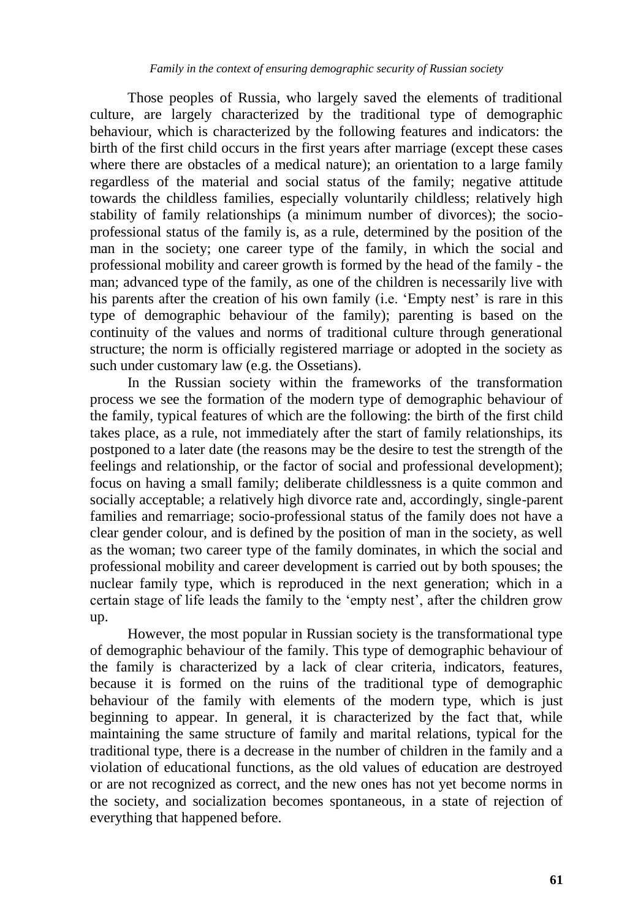Those peoples of Russia, who largely saved the elements of traditional culture, are largely characterized by the traditional type of demographic behaviour, which is characterized by the following features and indicators: the birth of the first child occurs in the first years after marriage (except these cases where there are obstacles of a medical nature); an orientation to a large family regardless of the material and social status of the family; negative attitude towards the childless families, especially voluntarily childless; relatively high stability of family relationships (a minimum number of divorces); the socio-professional status of the family is, as a rule, determined by the position of the man in the society; one career type of the family, in which the social and professional mobility and career growth is formed by the head of the family - the man; advanced type of the family, as one of the children is necessarily live with his parents after the creation of his own family (i.e. 'Empty nest' is rare in this type of demographic behaviour of the family); parenting is based on the continuity of the values and norms of traditional culture through generational structure; the norm is officially registered marriage or adopted in the society as such under customary law (e.g. the Ossetians).

In the Russian society within the frameworks of the transformation process we see the formation of the modern type of demographic behaviour of the family, typical features of which are the following: the birth of the first child takes place, as a rule, not immediately after the start of family relationships, its postponed to a later date (the reasons may be the desire to test the strength of the feelings and relationship, or the factor of social and professional development); focus on having a small family; deliberate childlessness is a quite common and socially acceptable; a relatively high divorce rate and, accordingly, single-parent families and remarriage; socio-professional status of the family does not have a clear gender colour, and is defined by the position of man in the society, as well as the woman; two career type of the family dominates, in which the social and professional mobility and career development is carried out by both spouses; the nuclear family type, which is reproduced in the next generation; which in a certain stage of life leads the family to the 'empty nest', after the children grow up.

However, the most popular in Russian society is the transformational type of demographic behaviour of the family. This type of demographic behaviour of the family is characterized by a lack of clear criteria, indicators, features, because it is formed on the ruins of the traditional type of demographic behaviour of the family with elements of the modern type, which is just beginning to appear. In general, it is characterized by the fact that, while maintaining the same structure of family and marital relations, typical for the traditional type, there is a decrease in the number of children in the family and a violation of educational functions, as the old values of education are destroyed or are not recognized as correct, and the new ones has not yet become norms in the society, and socialization becomes spontaneous, in a state of rejection of everything that happened before.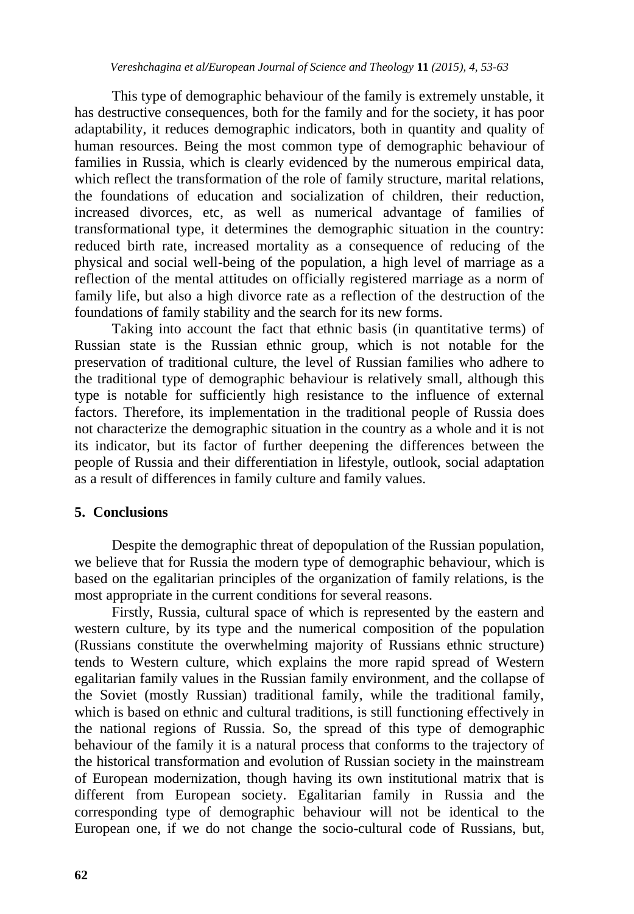This type of demographic behaviour of the family is extremely unstable, it has destructive consequences, both for the family and for the society, it has poor adaptability, it reduces demographic indicators, both in quantity and quality of human resources. Being the most common type of demographic behaviour of families in Russia, which is clearly evidenced by the numerous empirical data, which reflect the transformation of the role of family structure, marital relations, the foundations of education and socialization of children, their reduction, increased divorces, etc, as well as numerical advantage of families of transformational type, it determines the demographic situation in the country: reduced birth rate, increased mortality as a consequence of reducing of the physical and social well-being of the population, a high level of marriage as a reflection of the mental attitudes on officially registered marriage as a norm of family life, but also a high divorce rate as a reflection of the destruction of the foundations of family stability and the search for its new forms.

Taking into account the fact that ethnic basis (in quantitative terms) of Russian state is the Russian ethnic group, which is not notable for the preservation of traditional culture, the level of Russian families who adhere to the traditional type of demographic behaviour is relatively small, although this type is notable for sufficiently high resistance to the influence of external factors. Therefore, its implementation in the traditional people of Russia does not characterize the demographic situation in the country as a whole and it is not its indicator, but its factor of further deepening the differences between the people of Russia and their differentiation in lifestyle, outlook, social adaptation as a result of differences in family culture and family values.

## 5. Conclusions

Despite the demographic threat of depopulation of the Russian population, we believe that for Russia the modern type of demographic behaviour, which is based on the egalitarian principles of the organization of family relations, is the most appropriate in the current conditions for several reasons.

Firstly, Russia, cultural space of which is represented by the eastern and western culture, by its type and the numerical composition of the population (Russians constitute the overwhelming majority of Russians ethnic structure) tends to Western culture, which explains the more rapid spread of Western egalitarian family values in the Russian family environment, and the collapse of the Soviet (mostly Russian) traditional family, while the traditional family, which is based on ethnic and cultural traditions, is still functioning effectively in the national regions of Russia. So, the spread of this type of demographic behaviour of the family it is a natural process that conforms to the trajectory of the historical transformation and evolution of Russian society in the mainstream of European modernization, though having its own institutional matrix that is different from European society. Egalitarian family in Russia and the corresponding type of demographic behaviour will not be identical to the European one, if we do not change the socio-cultural code of Russians, but,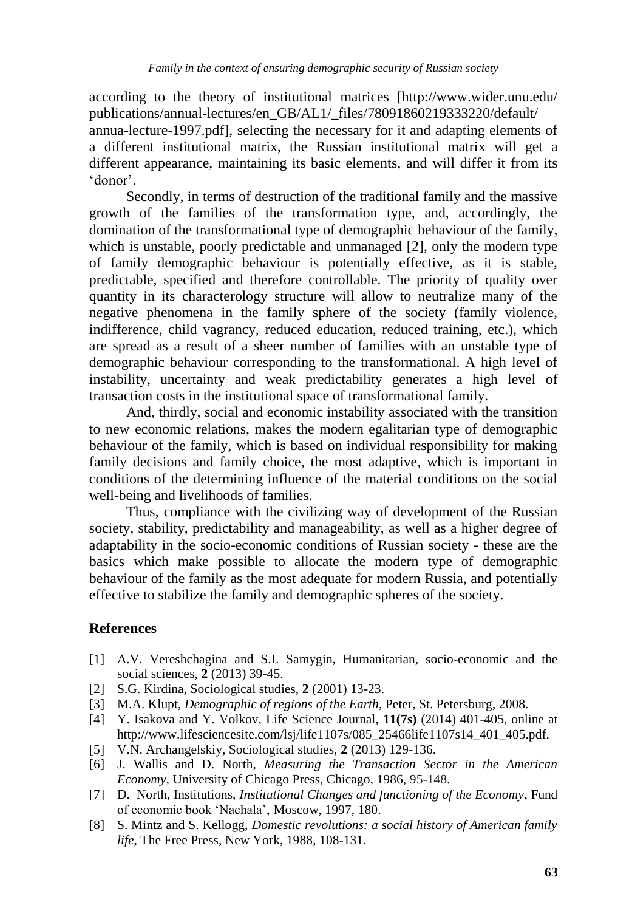according to the theory of institutional matrices [http://www.wider.unu.edu/publications/annual-lectures/en_GB/AL1/_files/78091860219333220/default/annua-lecture-1997.pdf], selecting the necessary for it and adapting elements of a different institutional matrix, the Russian institutional matrix will get a different appearance, maintaining its basic elements, and will differ it from its 'donor'.

Secondly, in terms of destruction of the traditional family and the massive growth of the families of the transformation type, and, accordingly, the domination of the transformational type of demographic behaviour of the family, which is unstable, poorly predictable and unmanaged [2], only the modern type of family demographic behaviour is potentially effective, as it is stable, predictable, specified and therefore controllable. The priority of quality over quantity in its characterology structure will allow to neutralize many of the negative phenomena in the family sphere of the society (family violence, indifference, child vagrancy, reduced education, reduced training, etc.), which are spread as a result of a sheer number of families with an unstable type of demographic behaviour corresponding to the transformational. A high level of instability, uncertainty and weak predictability generates a high level of transaction costs in the institutional space of transformational family.

And, thirdly, social and economic instability associated with the transition to new economic relations, makes the modern egalitarian type of demographic behaviour of the family, which is based on individual responsibility for making family decisions and family choice, the most adaptive, which is important in conditions of the determining influence of the material conditions on the social well-being and livelihoods of families.

Thus, compliance with the civilizing way of development of the Russian society, stability, predictability and manageability, as well as a higher degree of adaptability in the socio-economic conditions of Russian society - these are the basics which make possible to allocate the modern type of demographic behaviour of the family as the most adequate for modern Russia, and potentially effective to stabilize the family and demographic spheres of the society.

## References

[1] A.V. Vereshchagina and S.I. Samygin, Humanitarian, socio-economic and the social sciences, **2** (2013) 39-45.

[2] S.G. Kirdina, Sociological studies, **2** (2001) 13-23.

[3] M.A. Klupt, *Demographic of regions of the Earth*, Peter, St. Petersburg, 2008.

[4] Y. Isakova and Y. Volkov, Life Science Journal, **11(7s)** (2014) 401-405, online at http://www.lifesciencesite.com/lsj/life1107s/085_25466life1107s14_401_405.pdf.

[5] V.N. Archangelskiy, Sociological studies, **2** (2013) 129-136.

[6] J. Wallis and D. North, *Measuring the Transaction Sector in the American Economy*, University of Chicago Press, Chicago, 1986, 95-148.

[7] D. North, Institutions, *Institutional Changes and functioning of the Economy*, Fund of economic book 'Nachala', Moscow, 1997, 180.

[8] S. Mintz and S. Kellogg, *Domestic revolutions: a social history of American family life*, The Free Press, New York, 1988, 108-131.